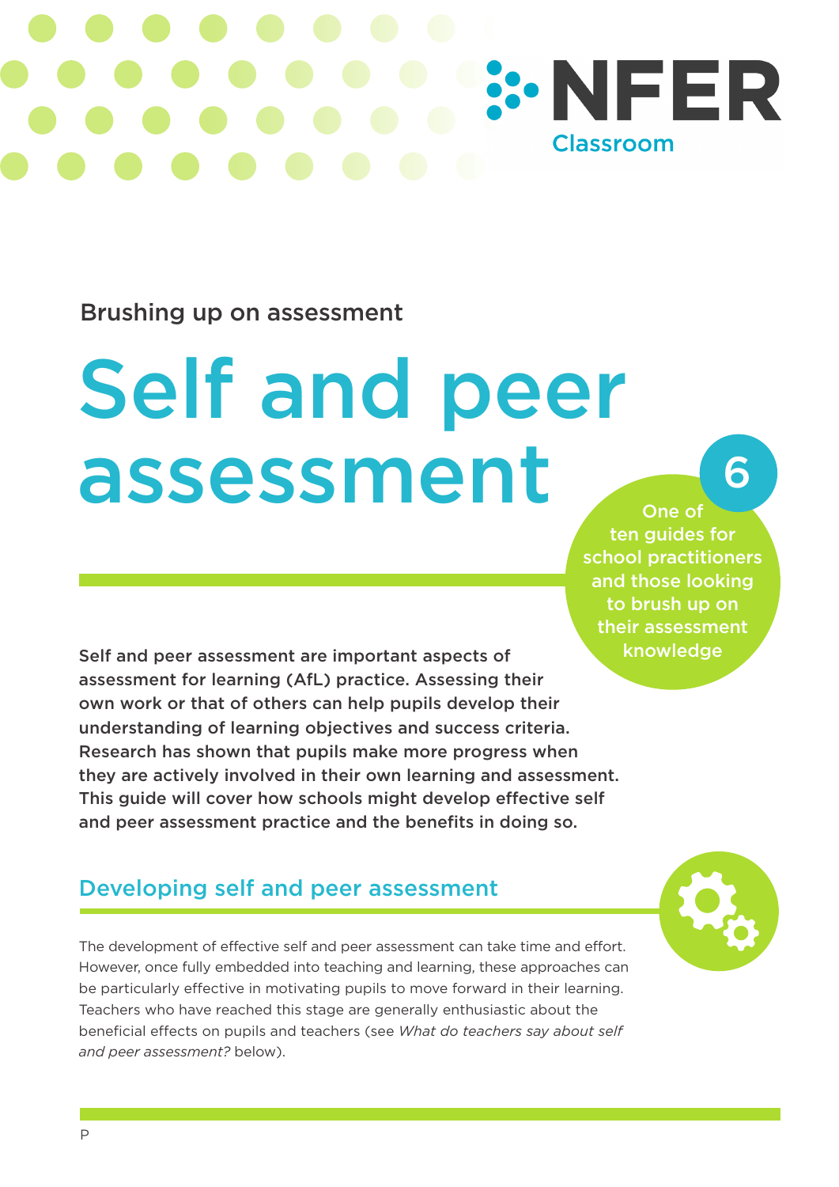Brushing up on assessment

# Self and peer assessment

6

One of ten guides for school practitioners and those looking to brush up on their assessment knowledge

**Self and peer assessment are important aspects of assessment for learning (AfL) practice. Assessing their own work or that of others can help pupils develop their understanding of learning objectives and success criteria. Research has shown that pupils make more progress when they are actively involved in their own learning and assessment. This guide will cover how schools might develop effective self and peer assessment practice and the benefits in doing so.**

## Developing self and peer assessment

The development of effective self and peer assessment can take time and effort. However, once fully embedded into teaching and learning, these approaches can be particularly effective in motivating pupils to move forward in their learning. Teachers who have reached this stage are generally enthusiastic about the beneficial effects on pupils and teachers (see *What do teachers say about self and peer assessment?* below).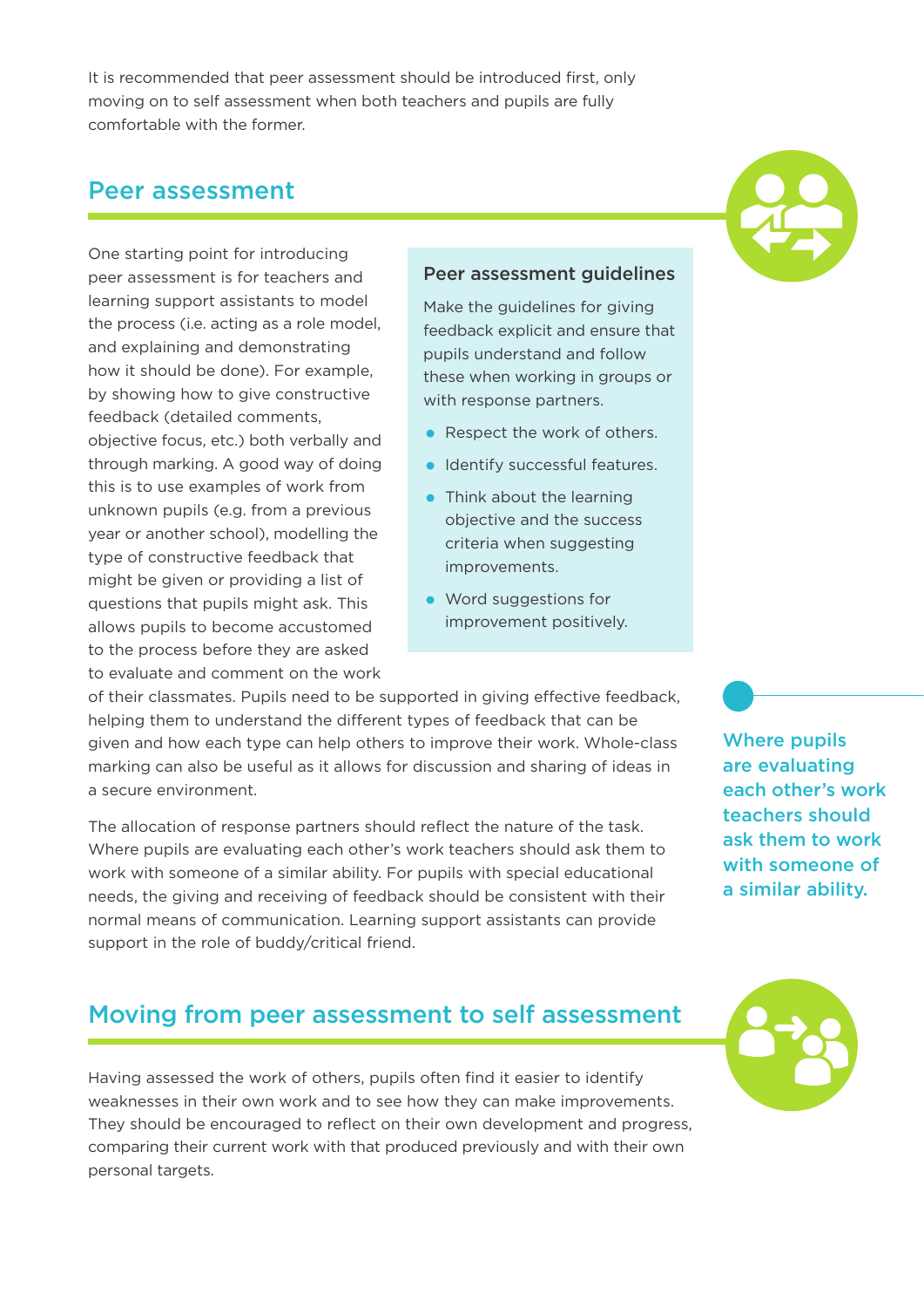It is recommended that peer assessment should be introduced first, only moving on to self assessment when both teachers and pupils are fully comfortable with the former.

## Peer assessment

One starting point for introducing peer assessment is for teachers and learning support assistants to model the process (i.e. acting as a role model, and explaining and demonstrating how it should be done). For example, by showing how to give constructive feedback (detailed comments, objective focus, etc.) both verbally and through marking. A good way of doing this is to use examples of work from unknown pupils (e.g. from a previous year or another school), modelling the type of constructive feedback that might be given or providing a list of questions that pupils might ask. This allows pupils to become accustomed to the process before they are asked to evaluate and comment on the work of their classmates. Pupils need to be supported in giving effective feedback, helping them to understand the different types of feedback that can be given and how each type can help others to improve their work. Whole-class marking can also be useful as it allows for discussion and sharing of ideas in a secure environment.

### Peer assessment guidelines

Make the guidelines for giving feedback explicit and ensure that pupils understand and follow these when working in groups or with response partners.

- Respect the work of others.
- Identify successful features.
- Think about the learning objective and the success criteria when suggesting improvements.
- Word suggestions for improvement positively.

The allocation of response partners should reflect the nature of the task. Where pupils are evaluating each other's work teachers should ask them to work with someone of a similar ability. For pupils with special educational needs, the giving and receiving of feedback should be consistent with their normal means of communication. Learning support assistants can provide support in the role of buddy/critical friend.

**Where pupils are evaluating each other's work teachers should ask them to work with someone of a similar ability.**

## Moving from peer assessment to self assessment

Having assessed the work of others, pupils often find it easier to identify weaknesses in their own work and to see how they can make improvements. They should be encouraged to reflect on their own development and progress, comparing their current work with that produced previously and with their own personal targets.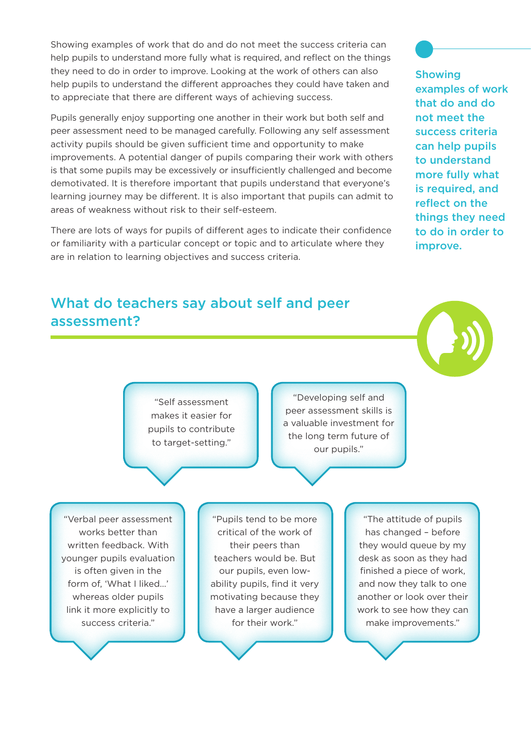Showing examples of work that do and do not meet the success criteria can help pupils to understand more fully what is required, and reflect on the things they need to do in order to improve. Looking at the work of others can also help pupils to understand the different approaches they could have taken and to appreciate that there are different ways of achieving success.

Pupils generally enjoy supporting one another in their work but both self and peer assessment need to be managed carefully. Following any self assessment activity pupils should be given sufficient time and opportunity to make improvements. A potential danger of pupils comparing their work with others is that some pupils may be excessively or insufficiently challenged and become demotivated. It is therefore important that pupils understand that everyone's learning journey may be different. It is also important that pupils can admit to areas of weakness without risk to their self-esteem.

There are lots of ways for pupils of different ages to indicate their confidence or familiarity with a particular concept or topic and to articulate where they are in relation to learning objectives and success criteria.

**Showing examples of work that do and do not meet the success criteria can help pupils to understand more fully what is required, and reflect on the things they need to do in order to improve.**

## What do teachers say about self and peer assessment?

"Self assessment makes it easier for pupils to contribute to target-setting."

"Developing self and peer assessment skills is a valuable investment for the long term future of our pupils."

"Verbal peer assessment works better than written feedback. With younger pupils evaluation is often given in the form of, 'What I liked...' whereas older pupils link it more explicitly to success criteria."

"Pupils tend to be more critical of the work of their peers than teachers would be. But our pupils, even low-ability pupils, find it very motivating because they have a larger audience for their work."

"The attitude of pupils has changed – before they would queue by my desk as soon as they had finished a piece of work, and now they talk to one another or look over their work to see how they can make improvements."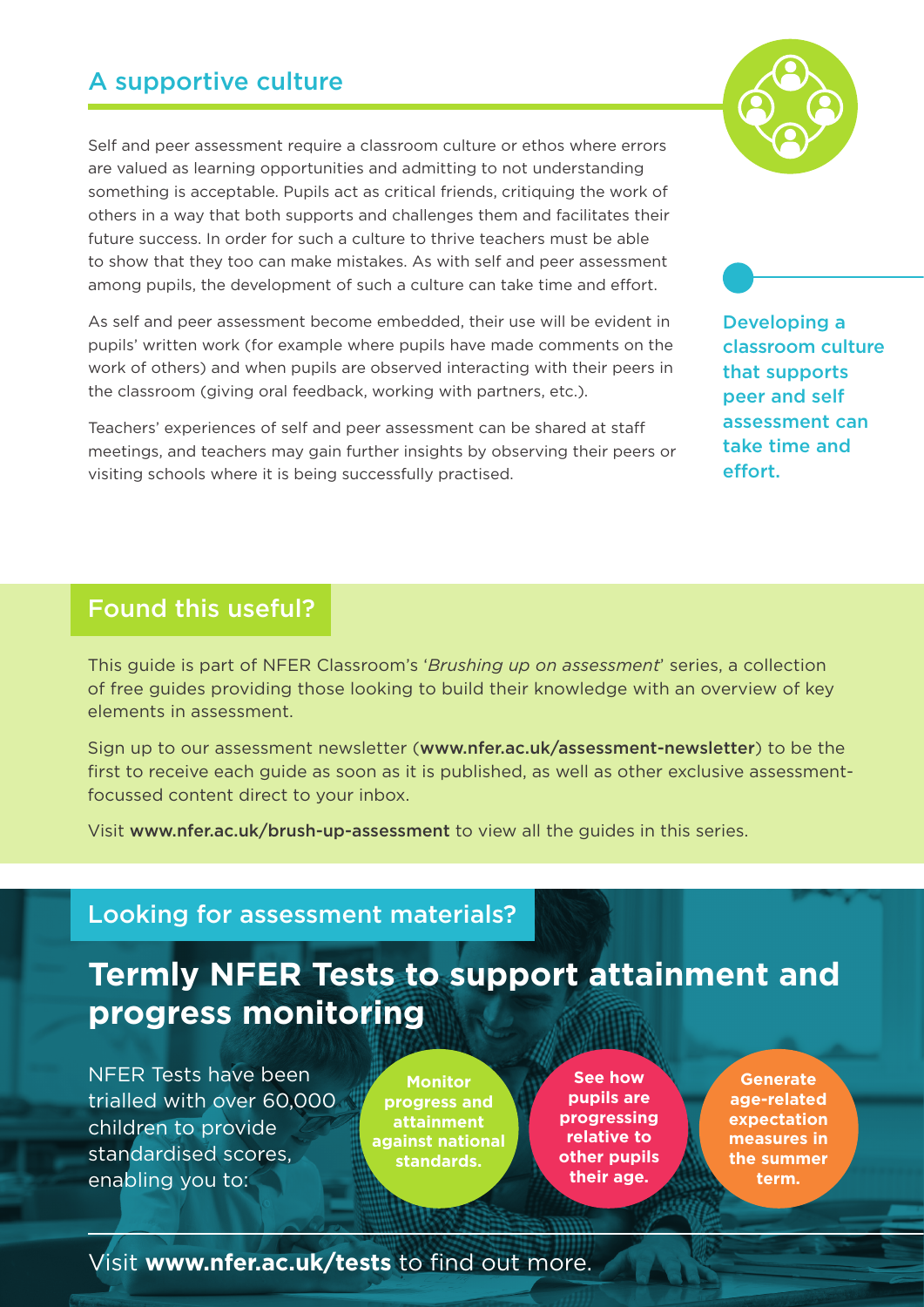## A supportive culture

Self and peer assessment require a classroom culture or ethos where errors are valued as learning opportunities and admitting to not understanding something is acceptable. Pupils act as critical friends, critiquing the work of others in a way that both supports and challenges them and facilitates their future success. In order for such a culture to thrive teachers must be able to show that they too can make mistakes. As with self and peer assessment among pupils, the development of such a culture can take time and effort.

As self and peer assessment become embedded, their use will be evident in pupils' written work (for example where pupils have made comments on the work of others) and when pupils are observed interacting with their peers in the classroom (giving oral feedback, working with partners, etc.).

Teachers' experiences of self and peer assessment can be shared at staff meetings, and teachers may gain further insights by observing their peers or visiting schools where it is being successfully practised.

**Developing a classroom culture that supports peer and self assessment can take time and effort.**

## Found this useful?

This guide is part of NFER Classroom's '*Brushing up on assessment*' series, a collection of free guides providing those looking to build their knowledge with an overview of key elements in assessment.

Sign up to our assessment newsletter (**www.nfer.ac.uk/assessment-newsletter**) to be the first to receive each guide as soon as it is published, as well as other exclusive assessment-focussed content direct to your inbox.

Visit **www.nfer.ac.uk/brush-up-assessment** to view all the guides in this series.

## Looking for assessment materials?

# Termly NFER Tests to support attainment and progress monitoring

NFER Tests have been trialled with over 60,000 children to provide standardised scores, enabling you to:

- **Monitor progress and attainment against national standards.**
- **See how pupils are progressing relative to other pupils their age.**
- **Generate age-related expectation measures in the summer term.**

Visit **www.nfer.ac.uk/tests** to find out more.